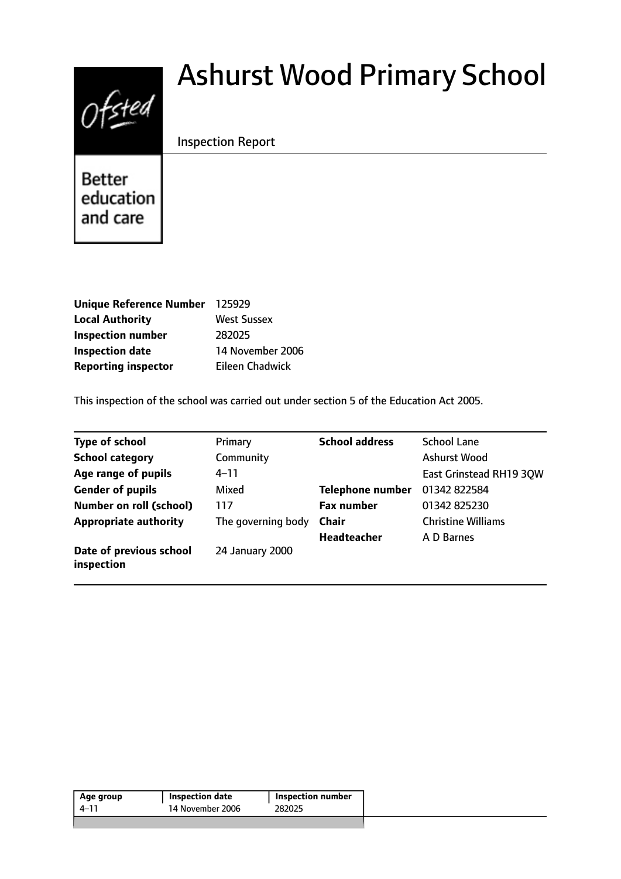# Ashurst Wood Primary School

Inspection Report

Better education and care

| | |
|---|---|
| **Unique Reference Number** | 125929 |
| **Local Authority** | West Sussex |
| **Inspection number** | 282025 |
| **Inspection date** | 14 November 2006 |
| **Reporting inspector** | Eileen Chadwick |

This inspection of the school was carried out under section 5 of the Education Act 2005.

| | | | |
|---|---|---|---|
| **Type of school** | Primary | **School address** | School Lane |
| **School category** | Community | | Ashurst Wood |
| **Age range of pupils** | 4–11 | | East Grinstead RH19 3QW |
| **Gender of pupils** | Mixed | **Telephone number** | 01342 822584 |
| **Number on roll (school)** | 117 | **Fax number** | 01342 825230 |
| **Appropriate authority** | The governing body | **Chair** | Christine Williams |
| | | **Headteacher** | A D Barnes |
| **Date of previous school inspection** | 24 January 2000 | | |

| Age group | Inspection date | Inspection number |
|---|---|---|
| 4–11 | 14 November 2006 | 282025 |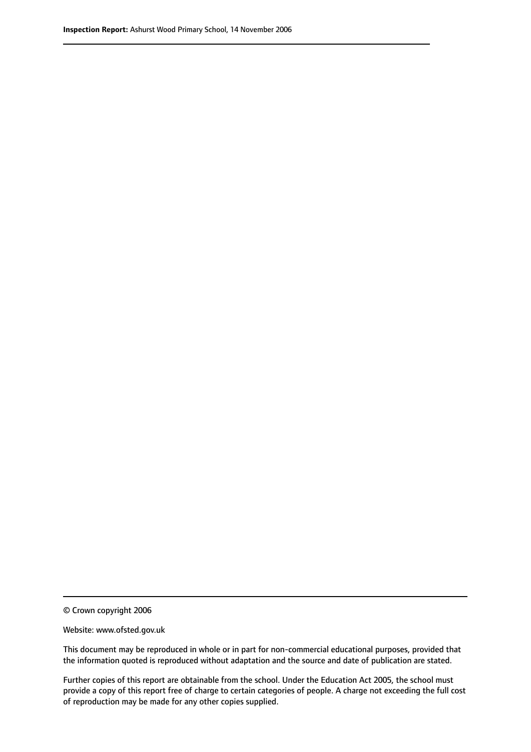© Crown copyright 2006

Website: www.ofsted.gov.uk

This document may be reproduced in whole or in part for non-commercial educational purposes, provided that the information quoted is reproduced without adaptation and the source and date of publication are stated.

Further copies of this report are obtainable from the school. Under the Education Act 2005, the school must provide a copy of this report free of charge to certain categories of people. A charge not exceeding the full cost of reproduction may be made for any other copies supplied.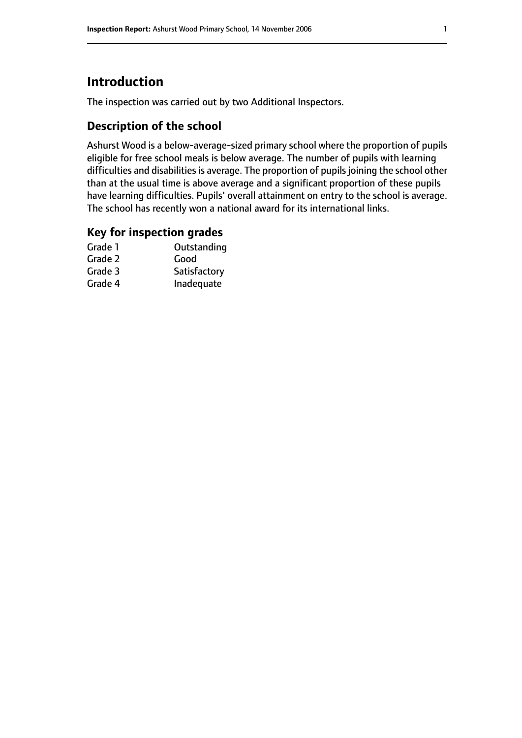# Introduction

The inspection was carried out by two Additional Inspectors.

## Description of the school

Ashurst Wood is a below-average-sized primary school where the proportion of pupils eligible for free school meals is below average. The number of pupils with learning difficulties and disabilities is average. The proportion of pupils joining the school other than at the usual time is above average and a significant proportion of these pupils have learning difficulties. Pupils' overall attainment on entry to the school is average. The school has recently won a national award for its international links.

## Key for inspection grades

| | |
|---|---|
| Grade 1 | Outstanding |
| Grade 2 | Good |
| Grade 3 | Satisfactory |
| Grade 4 | Inadequate |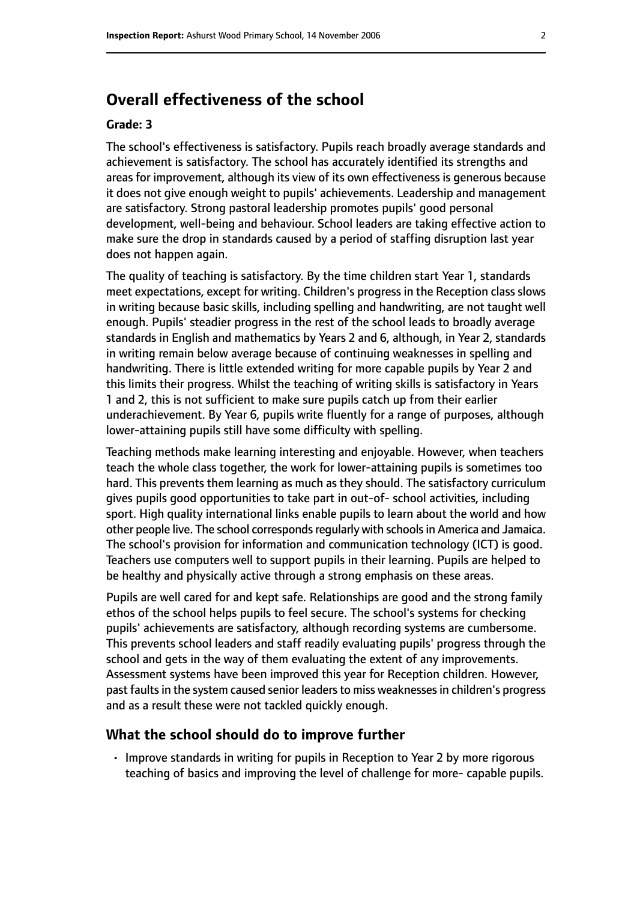## Overall effectiveness of the school

### Grade: 3

The school's effectiveness is satisfactory. Pupils reach broadly average standards and achievement is satisfactory. The school has accurately identified its strengths and areas for improvement, although its view of its own effectiveness is generous because it does not give enough weight to pupils' achievements. Leadership and management are satisfactory. Strong pastoral leadership promotes pupils' good personal development, well-being and behaviour. School leaders are taking effective action to make sure the drop in standards caused by a period of staffing disruption last year does not happen again.

The quality of teaching is satisfactory. By the time children start Year 1, standards meet expectations, except for writing. Children's progress in the Reception class slows in writing because basic skills, including spelling and handwriting, are not taught well enough. Pupils' steadier progress in the rest of the school leads to broadly average standards in English and mathematics by Years 2 and 6, although, in Year 2, standards in writing remain below average because of continuing weaknesses in spelling and handwriting. There is little extended writing for more capable pupils by Year 2 and this limits their progress. Whilst the teaching of writing skills is satisfactory in Years 1 and 2, this is not sufficient to make sure pupils catch up from their earlier underachievement. By Year 6, pupils write fluently for a range of purposes, although lower-attaining pupils still have some difficulty with spelling.

Teaching methods make learning interesting and enjoyable. However, when teachers teach the whole class together, the work for lower-attaining pupils is sometimes too hard. This prevents them learning as much as they should. The satisfactory curriculum gives pupils good opportunities to take part in out-of- school activities, including sport. High quality international links enable pupils to learn about the world and how other people live. The school corresponds regularly with schools in America and Jamaica. The school's provision for information and communication technology (ICT) is good. Teachers use computers well to support pupils in their learning. Pupils are helped to be healthy and physically active through a strong emphasis on these areas.

Pupils are well cared for and kept safe. Relationships are good and the strong family ethos of the school helps pupils to feel secure. The school's systems for checking pupils' achievements are satisfactory, although recording systems are cumbersome. This prevents school leaders and staff readily evaluating pupils' progress through the school and gets in the way of them evaluating the extent of any improvements. Assessment systems have been improved this year for Reception children. However, past faults in the system caused senior leaders to miss weaknesses in children's progress and as a result these were not tackled quickly enough.

## What the school should do to improve further

- Improve standards in writing for pupils in Reception to Year 2 by more rigorous teaching of basics and improving the level of challenge for more- capable pupils.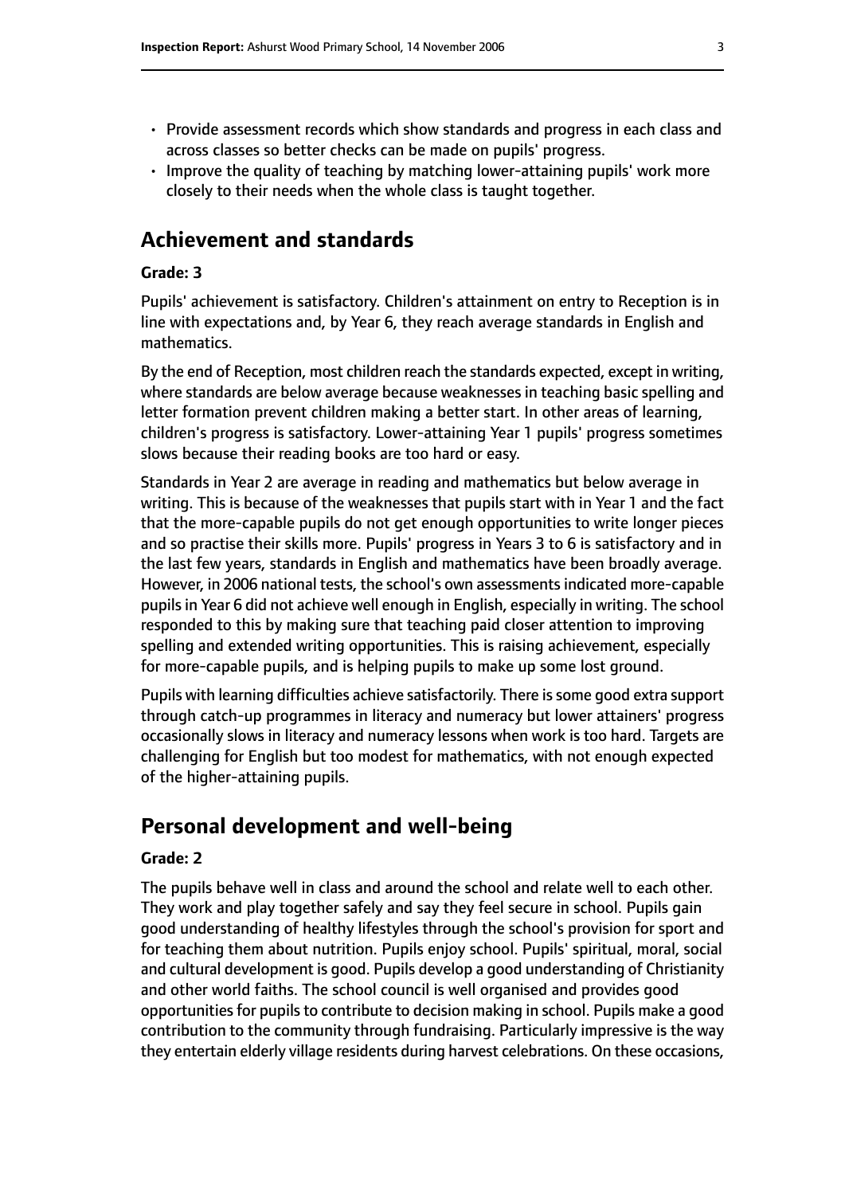- Provide assessment records which show standards and progress in each class and across classes so better checks can be made on pupils' progress.
- Improve the quality of teaching by matching lower-attaining pupils' work more closely to their needs when the whole class is taught together.

## Achievement and standards

**Grade: 3**

Pupils' achievement is satisfactory. Children's attainment on entry to Reception is in line with expectations and, by Year 6, they reach average standards in English and mathematics.

By the end of Reception, most children reach the standards expected, except in writing, where standards are below average because weaknesses in teaching basic spelling and letter formation prevent children making a better start. In other areas of learning, children's progress is satisfactory. Lower-attaining Year 1 pupils' progress sometimes slows because their reading books are too hard or easy.

Standards in Year 2 are average in reading and mathematics but below average in writing. This is because of the weaknesses that pupils start with in Year 1 and the fact that the more-capable pupils do not get enough opportunities to write longer pieces and so practise their skills more. Pupils' progress in Years 3 to 6 is satisfactory and in the last few years, standards in English and mathematics have been broadly average. However, in 2006 national tests, the school's own assessments indicated more-capable pupils in Year 6 did not achieve well enough in English, especially in writing. The school responded to this by making sure that teaching paid closer attention to improving spelling and extended writing opportunities. This is raising achievement, especially for more-capable pupils, and is helping pupils to make up some lost ground.

Pupils with learning difficulties achieve satisfactorily. There is some good extra support through catch-up programmes in literacy and numeracy but lower attainers' progress occasionally slows in literacy and numeracy lessons when work is too hard. Targets are challenging for English but too modest for mathematics, with not enough expected of the higher-attaining pupils.

## Personal development and well-being

**Grade: 2**

The pupils behave well in class and around the school and relate well to each other. They work and play together safely and say they feel secure in school. Pupils gain good understanding of healthy lifestyles through the school's provision for sport and for teaching them about nutrition. Pupils enjoy school. Pupils' spiritual, moral, social and cultural development is good. Pupils develop a good understanding of Christianity and other world faiths. The school council is well organised and provides good opportunities for pupils to contribute to decision making in school. Pupils make a good contribution to the community through fundraising. Particularly impressive is the way they entertain elderly village residents during harvest celebrations. On these occasions,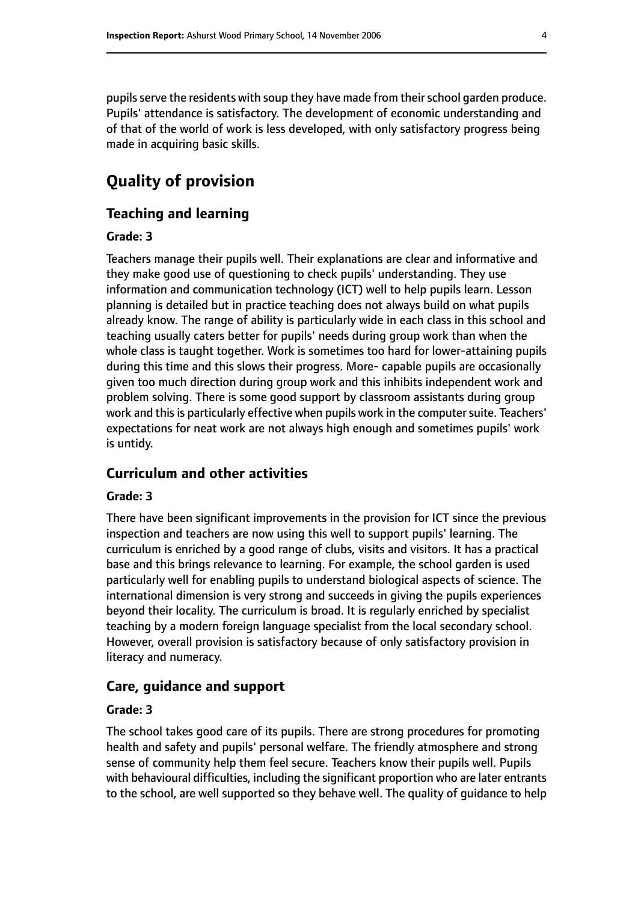pupils serve the residents with soup they have made from their school garden produce. Pupils' attendance is satisfactory. The development of economic understanding and of that of the world of work is less developed, with only satisfactory progress being made in acquiring basic skills.

# Quality of provision

## Teaching and learning

### Grade: 3

Teachers manage their pupils well. Their explanations are clear and informative and they make good use of questioning to check pupils' understanding. They use information and communication technology (ICT) well to help pupils learn. Lesson planning is detailed but in practice teaching does not always build on what pupils already know. The range of ability is particularly wide in each class in this school and teaching usually caters better for pupils' needs during group work than when the whole class is taught together. Work is sometimes too hard for lower-attaining pupils during this time and this slows their progress. More- capable pupils are occasionally given too much direction during group work and this inhibits independent work and problem solving. There is some good support by classroom assistants during group work and this is particularly effective when pupils work in the computer suite. Teachers' expectations for neat work are not always high enough and sometimes pupils' work is untidy.

## Curriculum and other activities

### Grade: 3

There have been significant improvements in the provision for ICT since the previous inspection and teachers are now using this well to support pupils' learning. The curriculum is enriched by a good range of clubs, visits and visitors. It has a practical base and this brings relevance to learning. For example, the school garden is used particularly well for enabling pupils to understand biological aspects of science. The international dimension is very strong and succeeds in giving the pupils experiences beyond their locality. The curriculum is broad. It is regularly enriched by specialist teaching by a modern foreign language specialist from the local secondary school. However, overall provision is satisfactory because of only satisfactory provision in literacy and numeracy.

## Care, guidance and support

### Grade: 3

The school takes good care of its pupils. There are strong procedures for promoting health and safety and pupils' personal welfare. The friendly atmosphere and strong sense of community help them feel secure. Teachers know their pupils well. Pupils with behavioural difficulties, including the significant proportion who are later entrants to the school, are well supported so they behave well. The quality of guidance to help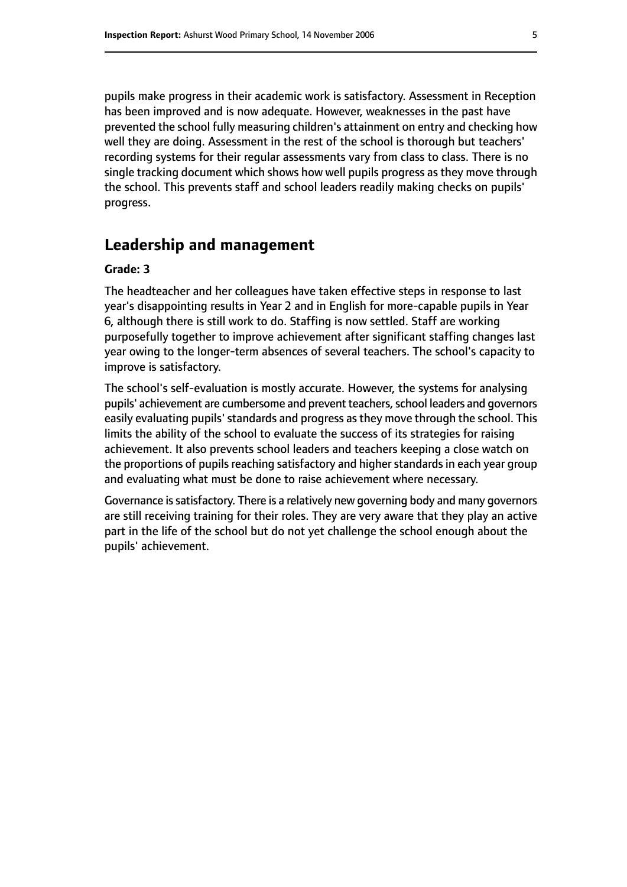pupils make progress in their academic work is satisfactory. Assessment in Reception has been improved and is now adequate. However, weaknesses in the past have prevented the school fully measuring children's attainment on entry and checking how well they are doing. Assessment in the rest of the school is thorough but teachers' recording systems for their regular assessments vary from class to class. There is no single tracking document which shows how well pupils progress as they move through the school. This prevents staff and school leaders readily making checks on pupils' progress.

## Leadership and management

**Grade: 3**

The headteacher and her colleagues have taken effective steps in response to last year's disappointing results in Year 2 and in English for more-capable pupils in Year 6, although there is still work to do. Staffing is now settled. Staff are working purposefully together to improve achievement after significant staffing changes last year owing to the longer-term absences of several teachers. The school's capacity to improve is satisfactory.

The school's self-evaluation is mostly accurate. However, the systems for analysing pupils' achievement are cumbersome and prevent teachers, school leaders and governors easily evaluating pupils' standards and progress as they move through the school. This limits the ability of the school to evaluate the success of its strategies for raising achievement. It also prevents school leaders and teachers keeping a close watch on the proportions of pupils reaching satisfactory and higher standards in each year group and evaluating what must be done to raise achievement where necessary.

Governance is satisfactory. There is a relatively new governing body and many governors are still receiving training for their roles. They are very aware that they play an active part in the life of the school but do not yet challenge the school enough about the pupils' achievement.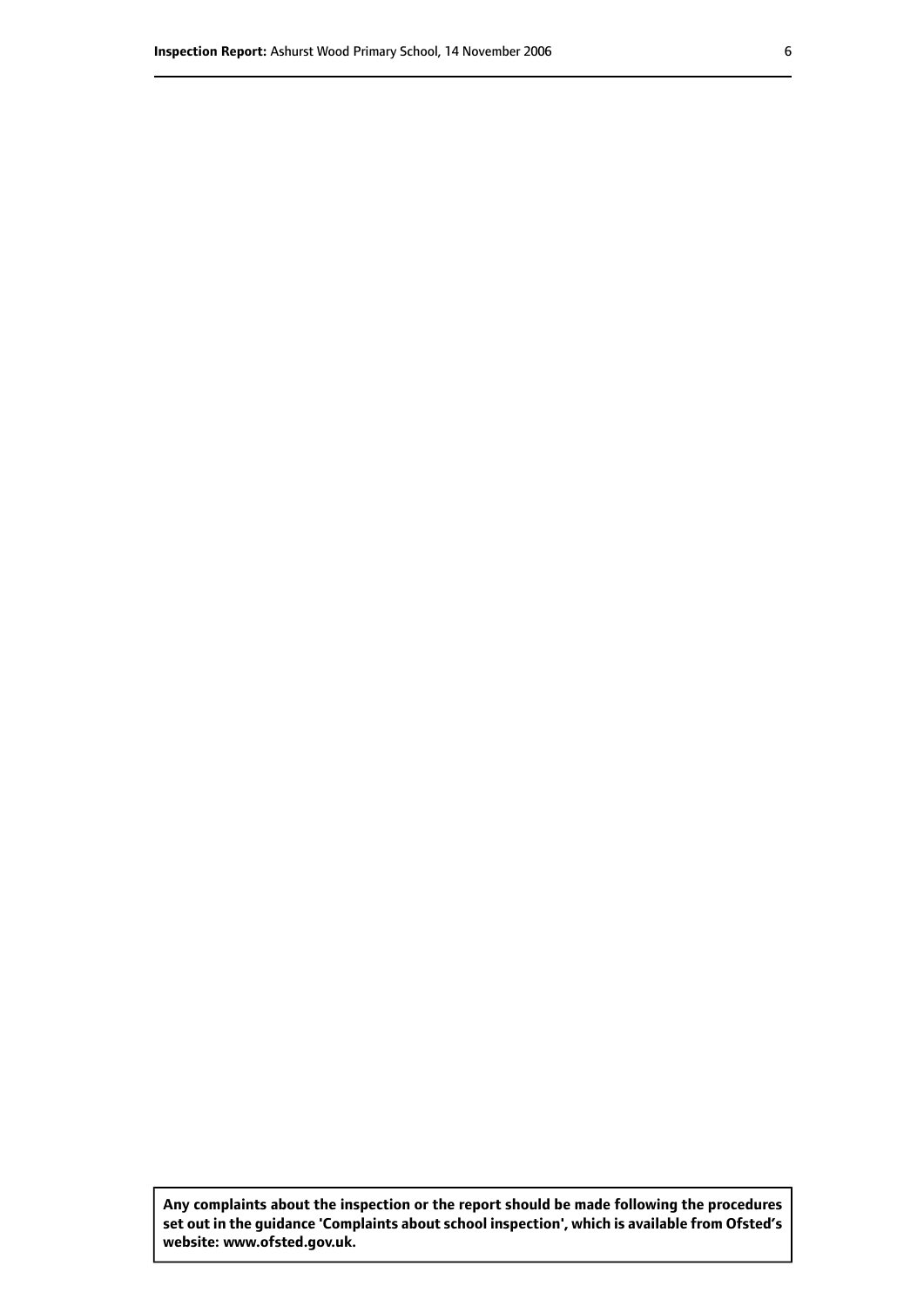**Any complaints about the inspection or the report should be made following the procedures set out in the guidance 'Complaints about school inspection', which is available from Ofsted's website: www.ofsted.gov.uk.**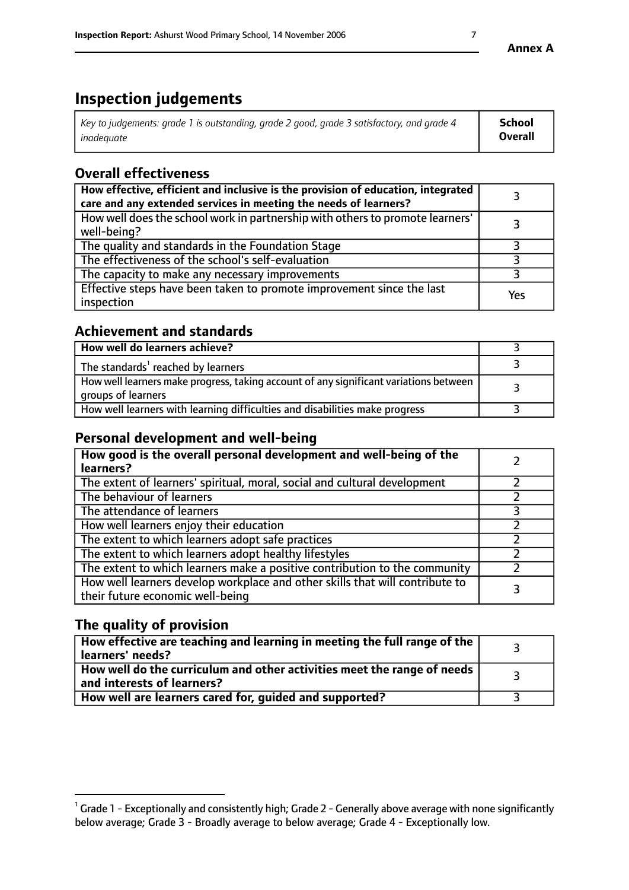# Inspection judgements

| *Key to judgements: grade 1 is outstanding, grade 2 good, grade 3 satisfactory, and grade 4 inadequate* | **School Overall** |
|---|---|

## Overall effectiveness

| | |
|---|---|
| **How effective, efficient and inclusive is the provision of education, integrated care and any extended services in meeting the needs of learners?** | 3 |
| How well does the school work in partnership with others to promote learners' well-being? | 3 |
| The quality and standards in the Foundation Stage | 3 |
| The effectiveness of the school's self-evaluation | 3 |
| The capacity to make any necessary improvements | 3 |
| Effective steps have been taken to promote improvement since the last inspection | Yes |

## Achievement and standards

| | |
|---|---|
| **How well do learners achieve?** | 3 |
| The standards[1] reached by learners | 3 |
| How well learners make progress, taking account of any significant variations between groups of learners | 3 |
| How well learners with learning difficulties and disabilities make progress | 3 |

## Personal development and well-being

| | |
|---|---|
| **How good is the overall personal development and well-being of the learners?** | 2 |
| The extent of learners' spiritual, moral, social and cultural development | 2 |
| The behaviour of learners | 2 |
| The attendance of learners | 3 |
| How well learners enjoy their education | 2 |
| The extent to which learners adopt safe practices | 2 |
| The extent to which learners adopt healthy lifestyles | 2 |
| The extent to which learners make a positive contribution to the community | 2 |
| How well learners develop workplace and other skills that will contribute to their future economic well-being | 3 |

## The quality of provision

| | |
|---|---|
| **How effective are teaching and learning in meeting the full range of the learners' needs?** | 3 |
| **How well do the curriculum and other activities meet the range of needs and interests of learners?** | 3 |
| **How well are learners cared for, guided and supported?** | 3 |

[1] Grade 1 - Exceptionally and consistently high; Grade 2 - Generally above average with none significantly below average; Grade 3 - Broadly average to below average; Grade 4 - Exceptionally low.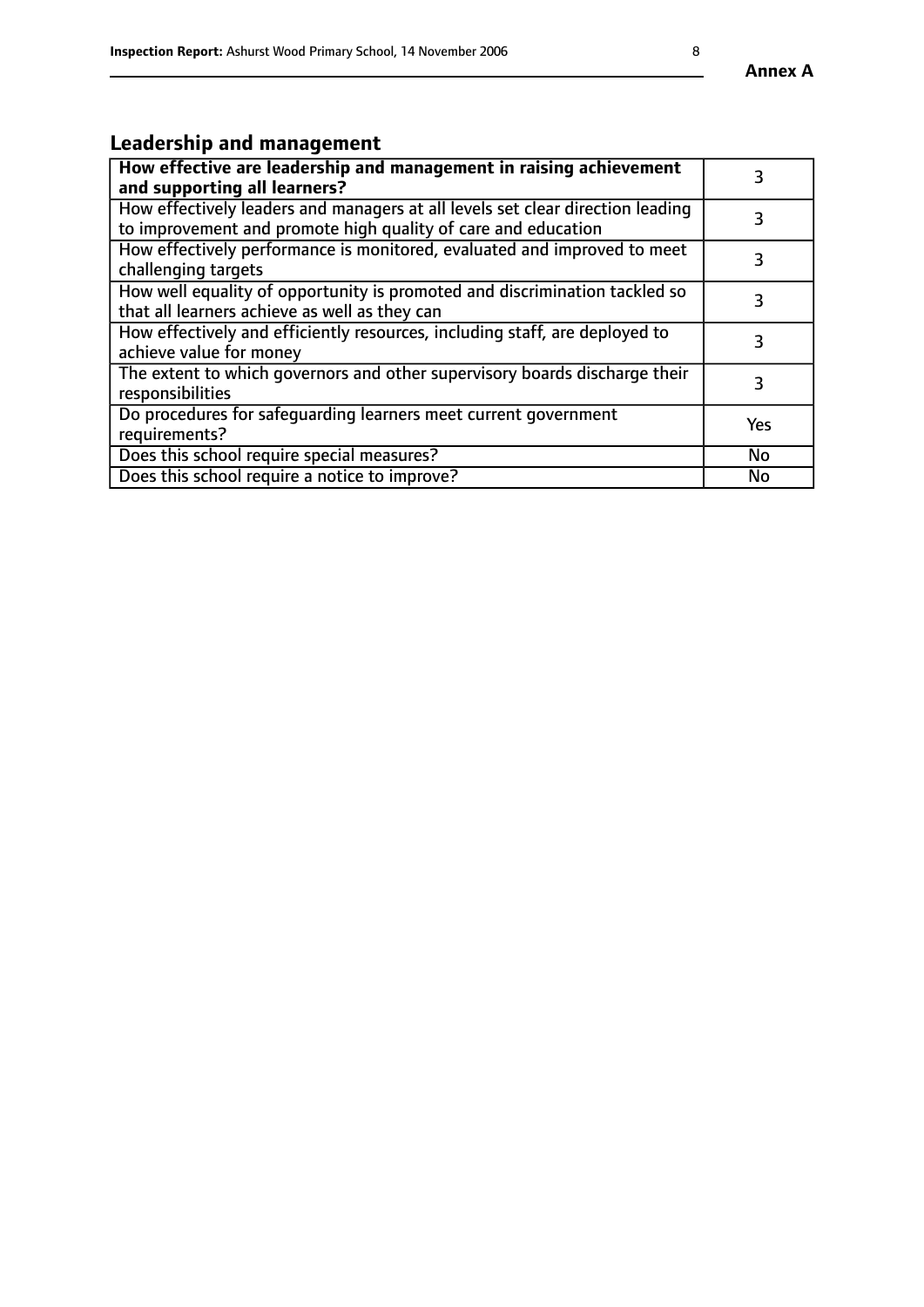## Leadership and management

| **How effective are leadership and management in raising achievement and supporting all learners?** | 3 |
|---|---|
| How effectively leaders and managers at all levels set clear direction leading to improvement and promote high quality of care and education | 3 |
| How effectively performance is monitored, evaluated and improved to meet challenging targets | 3 |
| How well equality of opportunity is promoted and discrimination tackled so that all learners achieve as well as they can | 3 |
| How effectively and efficiently resources, including staff, are deployed to achieve value for money | 3 |
| The extent to which governors and other supervisory boards discharge their responsibilities | 3 |
| Do procedures for safeguarding learners meet current government requirements? | Yes |
| Does this school require special measures? | No |
| Does this school require a notice to improve? | No |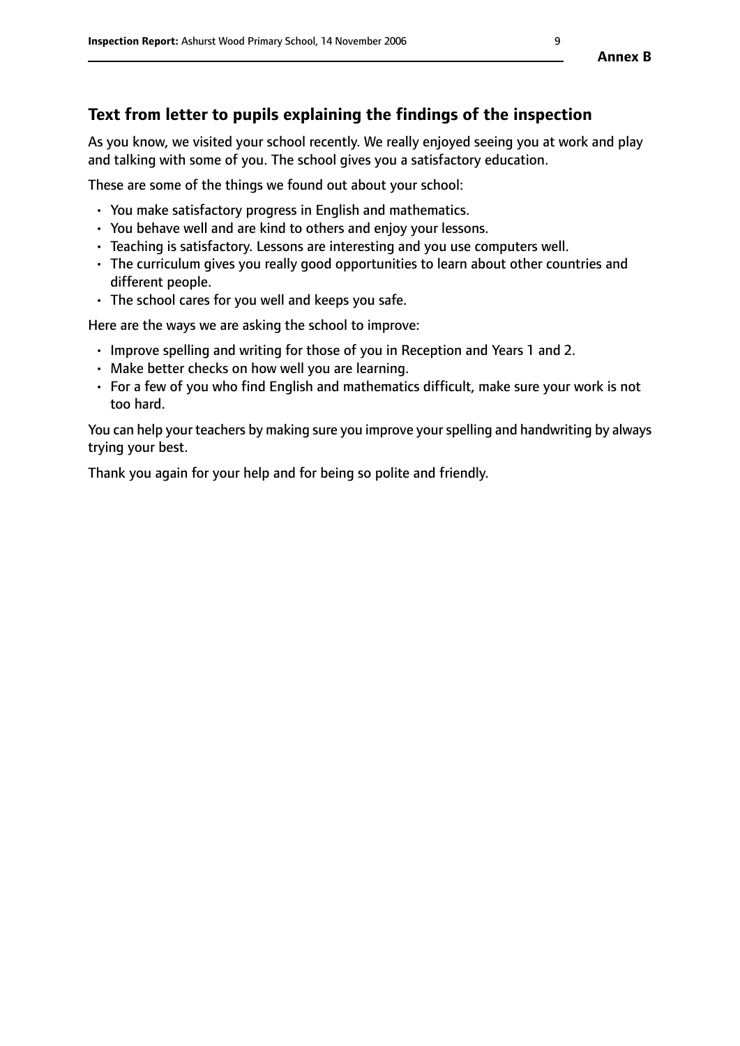**Annex B**

## Text from letter to pupils explaining the findings of the inspection

As you know, we visited your school recently. We really enjoyed seeing you at work and play and talking with some of you. The school gives you a satisfactory education.

These are some of the things we found out about your school:

- You make satisfactory progress in English and mathematics.
- You behave well and are kind to others and enjoy your lessons.
- Teaching is satisfactory. Lessons are interesting and you use computers well.
- The curriculum gives you really good opportunities to learn about other countries and different people.
- The school cares for you well and keeps you safe.

Here are the ways we are asking the school to improve:

- Improve spelling and writing for those of you in Reception and Years 1 and 2.
- Make better checks on how well you are learning.
- For a few of you who find English and mathematics difficult, make sure your work is not too hard.

You can help your teachers by making sure you improve your spelling and handwriting by always trying your best.

Thank you again for your help and for being so polite and friendly.